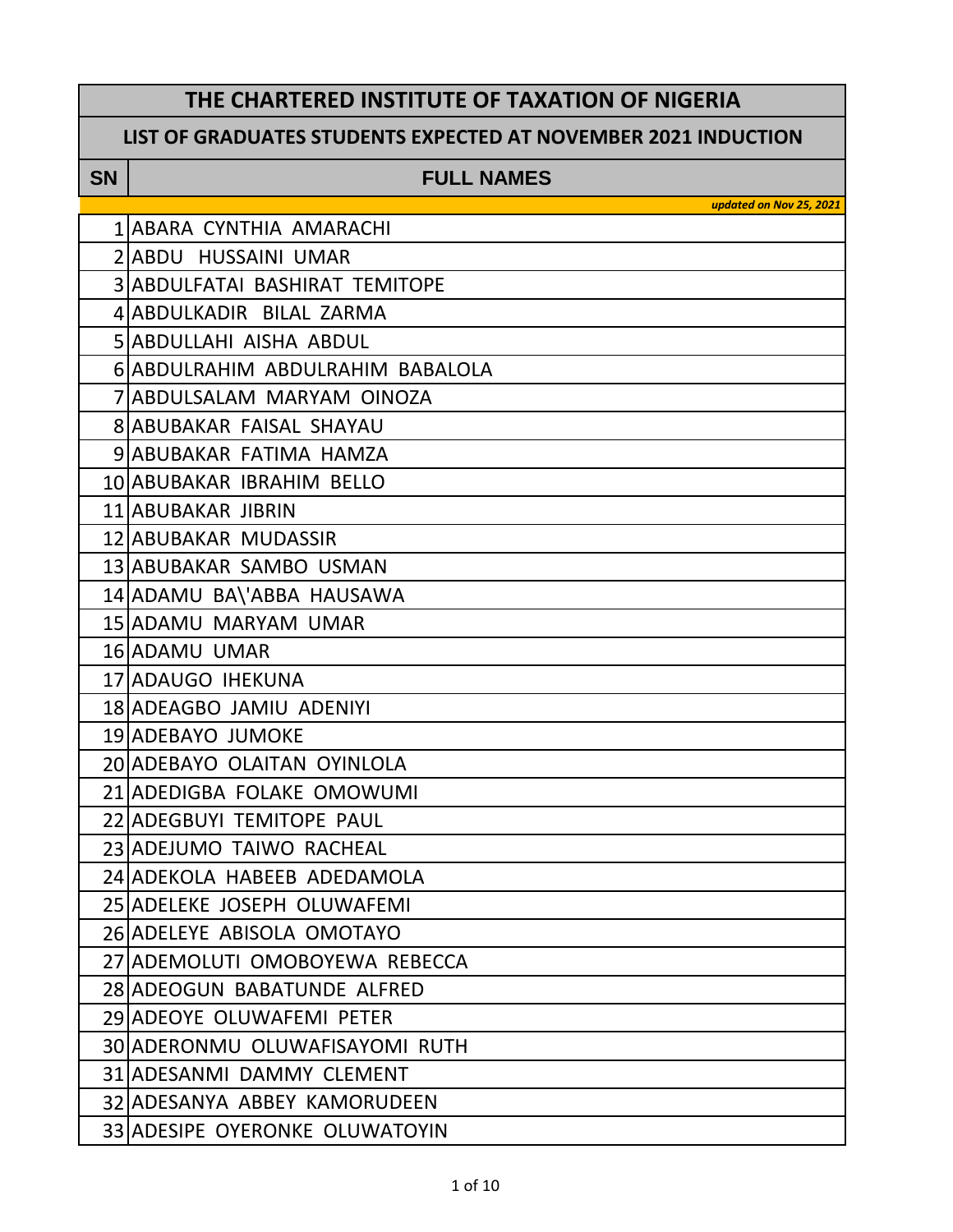# THE CHARTERED INSTITUTE OF TAXATION OF NIGERIA

## LIST OF GRADUATES STUDENTS EXPECTED AT NOVEMBER 2021 INDUCTION

*updated on Nov 25, 2021*

| SN | FULL NAMES |
|---|---|
| 1 | ABARA CYNTHIA AMARACHI |
| 2 | ABDU HUSSAINI UMAR |
| 3 | ABDULFATAI BASHIRAT TEMITOPE |
| 4 | ABDULKADIR BILAL ZARMA |
| 5 | ABDULLAHI AISHA ABDUL |
| 6 | ABDULRAHIM ABDULRAHIM BABALOLA |
| 7 | ABDULSALAM MARYAM OINOZA |
| 8 | ABUBAKAR FAISAL SHAYAU |
| 9 | ABUBAKAR FATIMA HAMZA |
| 10 | ABUBAKAR IBRAHIM BELLO |
| 11 | ABUBAKAR JIBRIN |
| 12 | ABUBAKAR MUDASSIR |
| 13 | ABUBAKAR SAMBO USMAN |
| 14 | ADAMU BA\'ABBA HAUSAWA |
| 15 | ADAMU MARYAM UMAR |
| 16 | ADAMU UMAR |
| 17 | ADAUGO IHEKUNA |
| 18 | ADEAGBO JAMIU ADENIYI |
| 19 | ADEBAYO JUMOKE |
| 20 | ADEBAYO OLAITAN OYINLOLA |
| 21 | ADEDIGBA FOLAKE OMOWUMI |
| 22 | ADEGBUYI TEMITOPE PAUL |
| 23 | ADEJUMO TAIWO RACHEAL |
| 24 | ADEKOLA HABEEB ADEDAMOLA |
| 25 | ADELEKE JOSEPH OLUWAFEMI |
| 26 | ADELEYE ABISOLA OMOTAYO |
| 27 | ADEMOLUTI OMOBOYEWA REBECCA |
| 28 | ADEOGUN BABATUNDE ALFRED |
| 29 | ADEOYE OLUWAFEMI PETER |
| 30 | ADERONMU OLUWAFISAYOMI RUTH |
| 31 | ADESANMI DAMMY CLEMENT |
| 32 | ADESANYA ABBEY KAMORUDEEN |
| 33 | ADESIPE OYERONKE OLUWATOYIN |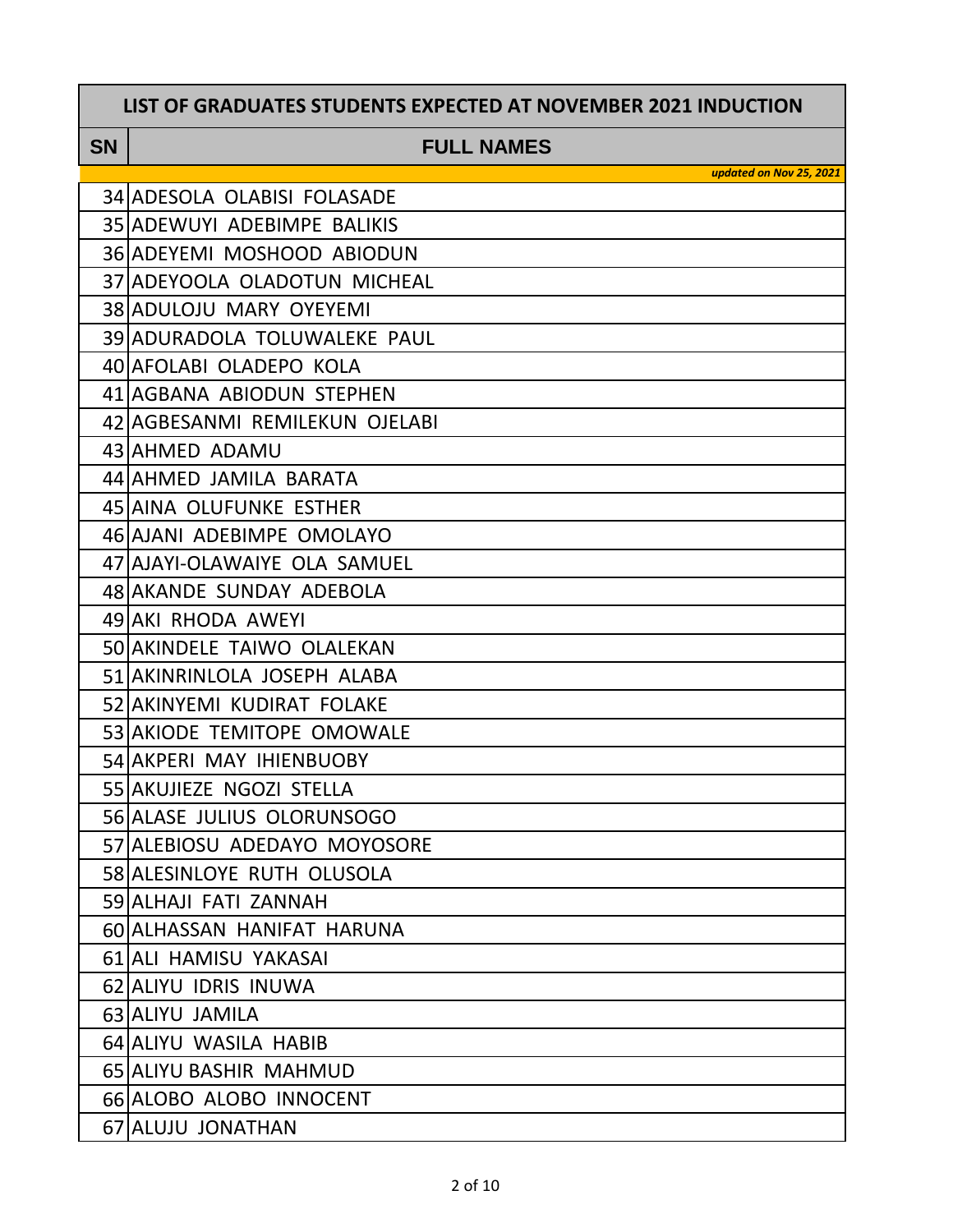| LIST OF GRADUATES STUDENTS EXPECTED AT NOVEMBER 2021 INDUCTION | |
|---|---|
| **SN** | **FULL NAMES** |
| | *updated on Nov 25, 2021* |
| 34 | ADESOLA OLABISI FOLASADE |
| 35 | ADEWUYI ADEBIMPE BALIKIS |
| 36 | ADEYEMI MOSHOOD ABIODUN |
| 37 | ADEYOOLA OLADOTUN MICHEAL |
| 38 | ADULOJU MARY OYEYEMI |
| 39 | ADURADOLA TOLUWALEKE PAUL |
| 40 | AFOLABI OLADEPO KOLA |
| 41 | AGBANA ABIODUN STEPHEN |
| 42 | AGBESANMI REMILEKUN OJELABI |
| 43 | AHMED ADAMU |
| 44 | AHMED JAMILA BARATA |
| 45 | AINA OLUFUNKE ESTHER |
| 46 | AJANI ADEBIMPE OMOLAYO |
| 47 | AJAYI-OLAWAIYE OLA SAMUEL |
| 48 | AKANDE SUNDAY ADEBOLA |
| 49 | AKI RHODA AWEYI |
| 50 | AKINDELE TAIWO OLALEKAN |
| 51 | AKINRINLOLA JOSEPH ALABA |
| 52 | AKINYEMI KUDIRAT FOLAKE |
| 53 | AKIODE TEMITOPE OMOWALE |
| 54 | AKPERI MAY IHIENBUOBY |
| 55 | AKUJIEZE NGOZI STELLA |
| 56 | ALASE JULIUS OLORUNSOGO |
| 57 | ALEBIOSU ADEDAYO MOYOSORE |
| 58 | ALESINLOYE RUTH OLUSOLA |
| 59 | ALHAJI FATI ZANNAH |
| 60 | ALHASSAN HANIFAT HARUNA |
| 61 | ALI HAMISU YAKASAI |
| 62 | ALIYU IDRIS INUWA |
| 63 | ALIYU JAMILA |
| 64 | ALIYU WASILA HABIB |
| 65 | ALIYU BASHIR MAHMUD |
| 66 | ALOBO ALOBO INNOCENT |
| 67 | ALUJU JONATHAN |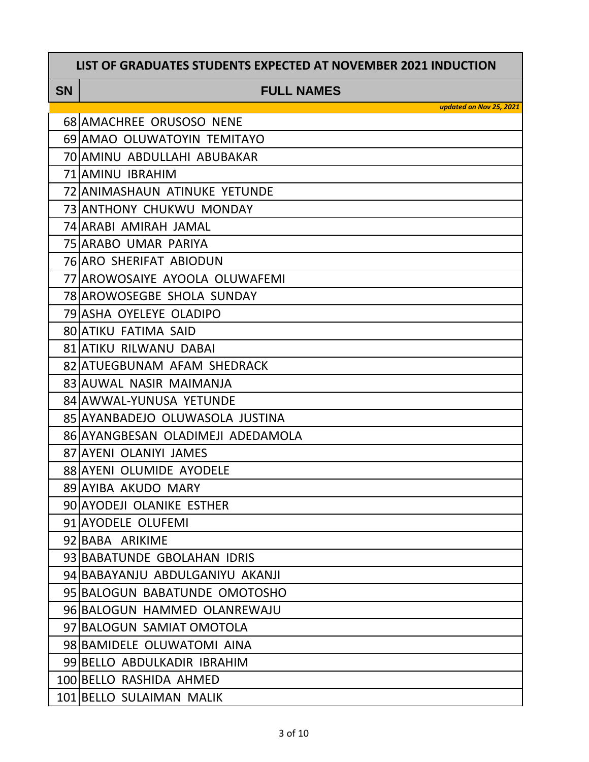| LIST OF GRADUATES STUDENTS EXPECTED AT NOVEMBER 2021 INDUCTION | |
|---|---|
| **SN** | **FULL NAMES** |
| | *updated on Nov 25, 2021* |
| 68 | AMACHREE ORUSOSO NENE |
| 69 | AMAO OLUWATOYIN TEMITAYO |
| 70 | AMINU ABDULLAHI ABUBAKAR |
| 71 | AMINU IBRAHIM |
| 72 | ANIMASHAUN ATINUKE YETUNDE |
| 73 | ANTHONY CHUKWU MONDAY |
| 74 | ARABI AMIRAH JAMAL |
| 75 | ARABO UMAR PARIYA |
| 76 | ARO SHERIFAT ABIODUN |
| 77 | AROWOSAIYE AYOOLA OLUWAFEMI |
| 78 | AROWOSEGBE SHOLA SUNDAY |
| 79 | ASHA OYELEYE OLADIPO |
| 80 | ATIKU FATIMA SAID |
| 81 | ATIKU RILWANU DABAI |
| 82 | ATUEGBUNAM AFAM SHEDRACK |
| 83 | AUWAL NASIR MAIMANJA |
| 84 | AWWAL-YUNUSA YETUNDE |
| 85 | AYANBADEJO OLUWASOLA JUSTINA |
| 86 | AYANGBESAN OLADIMEJI ADEDAMOLA |
| 87 | AYENI OLANIYI JAMES |
| 88 | AYENI OLUMIDE AYODELE |
| 89 | AYIBA AKUDO MARY |
| 90 | AYODEJI OLANIKE ESTHER |
| 91 | AYODELE OLUFEMI |
| 92 | BABA ARIKIME |
| 93 | BABATUNDE GBOLAHAN IDRIS |
| 94 | BABAYANJU ABDULGANIYU AKANJI |
| 95 | BALOGUN BABATUNDE OMOTOSHO |
| 96 | BALOGUN HAMMED OLANREWAJU |
| 97 | BALOGUN SAMIAT OMOTOLA |
| 98 | BAMIDELE OLUWATOMI AINA |
| 99 | BELLO ABDULKADIR IBRAHIM |
| 100 | BELLO RASHIDA AHMED |
| 101 | BELLO SULAIMAN MALIK |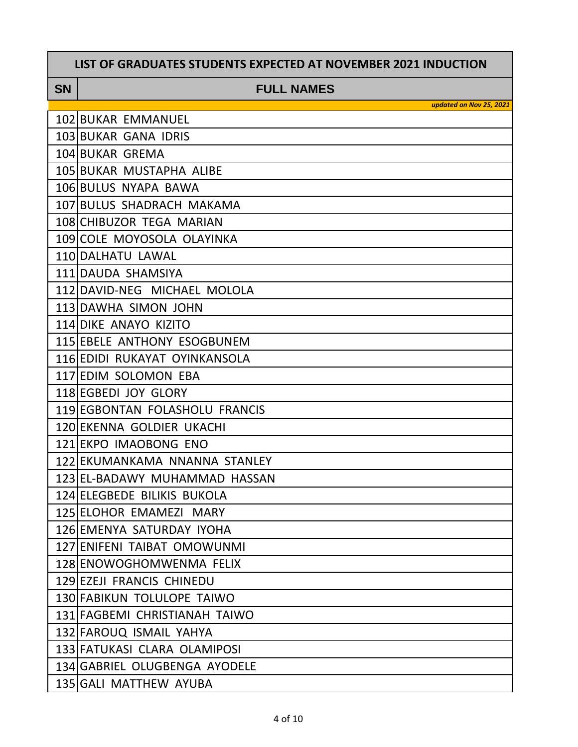| LIST OF GRADUATES STUDENTS EXPECTED AT NOVEMBER 2021 INDUCTION | |
|---|---|
| **SN** | **FULL NAMES** |
| | *updated on Nov 25, 2021* |
| 102 | BUKAR EMMANUEL |
| 103 | BUKAR GANA IDRIS |
| 104 | BUKAR GREMA |
| 105 | BUKAR MUSTAPHA ALIBE |
| 106 | BULUS NYAPA BAWA |
| 107 | BULUS SHADRACH MAKAMA |
| 108 | CHIBUZOR TEGA MARIAN |
| 109 | COLE MOYOSOLA OLAYINKA |
| 110 | DALHATU LAWAL |
| 111 | DAUDA SHAMSIYA |
| 112 | DAVID-NEG MICHAEL MOLOLA |
| 113 | DAWHA SIMON JOHN |
| 114 | DIKE ANAYO KIZITO |
| 115 | EBELE ANTHONY ESOGBUNEM |
| 116 | EDIDI RUKAYAT OYINKANSOLA |
| 117 | EDIM SOLOMON EBA |
| 118 | EGBEDI JOY GLORY |
| 119 | EGBONTAN FOLASHOLU FRANCIS |
| 120 | EKENNA GOLDIER UKACHI |
| 121 | EKPO IMAOBONG ENO |
| 122 | EKUMANKAMA NNANNA STANLEY |
| 123 | EL-BADAWY MUHAMMAD HASSAN |
| 124 | ELEGBEDE BILIKIS BUKOLA |
| 125 | ELOHOR EMAMEZI MARY |
| 126 | EMENYA SATURDAY IYOHA |
| 127 | ENIFENI TAIBAT OMOWUNMI |
| 128 | ENOWOGHOMWENMA FELIX |
| 129 | EZEJI FRANCIS CHINEDU |
| 130 | FABIKUN TOLULOPE TAIWO |
| 131 | FAGBEMI CHRISTIANAH TAIWO |
| 132 | FAROUQ ISMAIL YAHYA |
| 133 | FATUKASI CLARA OLAMIPOSI |
| 134 | GABRIEL OLUGBENGA AYODELE |
| 135 | GALI MATTHEW AYUBA |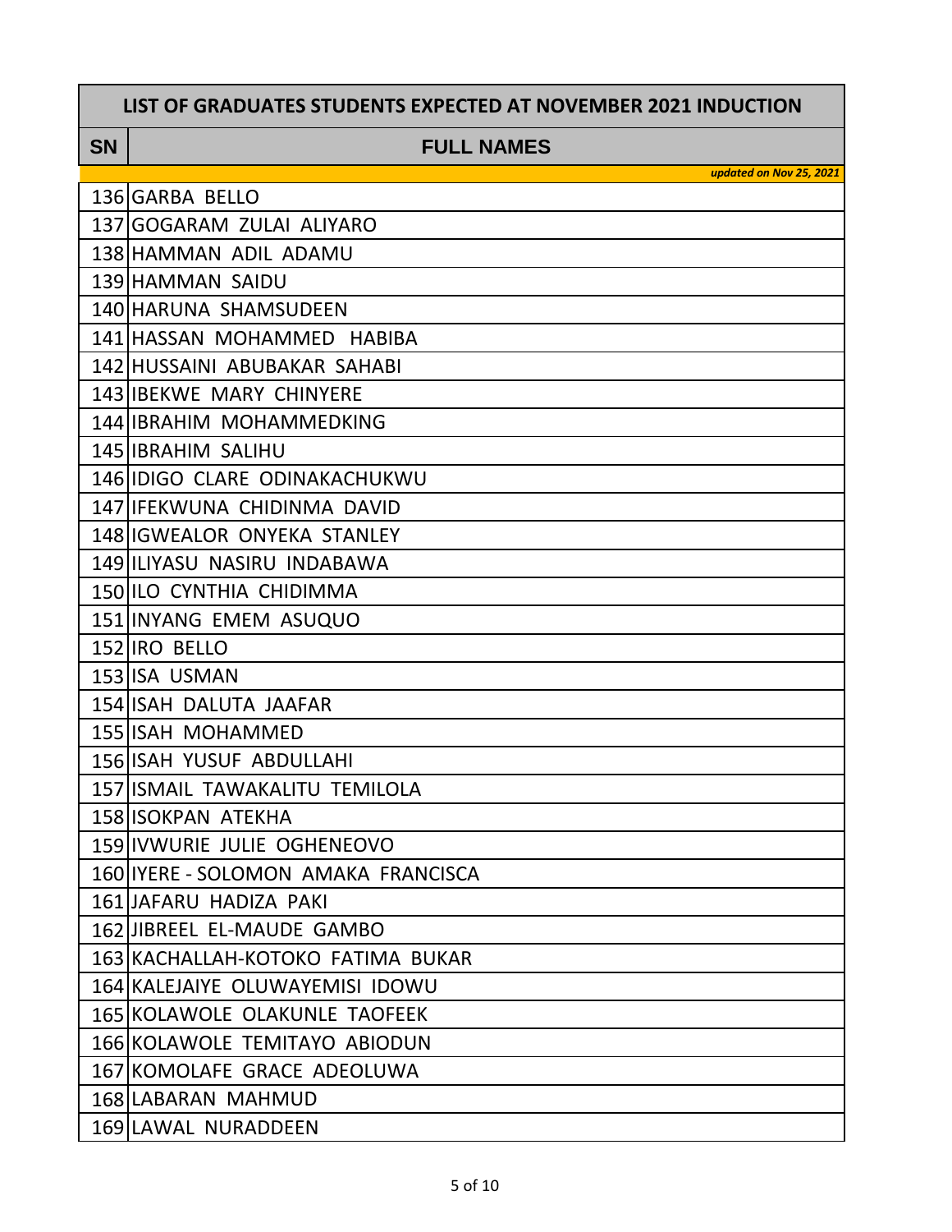| LIST OF GRADUATES STUDENTS EXPECTED AT NOVEMBER 2021 INDUCTION | |
|---|---|
| **SN** | **FULL NAMES** |
| | *updated on Nov 25, 2021* |
| 136 | GARBA BELLO |
| 137 | GOGARAM ZULAI ALIYARO |
| 138 | HAMMAN ADIL ADAMU |
| 139 | HAMMAN SAIDU |
| 140 | HARUNA SHAMSUDEEN |
| 141 | HASSAN MOHAMMED HABIBA |
| 142 | HUSSAINI ABUBAKAR SAHABI |
| 143 | IBEKWE MARY CHINYERE |
| 144 | IBRAHIM MOHAMMEDKING |
| 145 | IBRAHIM SALIHU |
| 146 | IDIGO CLARE ODINAKACHUKWU |
| 147 | IFEKWUNA CHIDINMA DAVID |
| 148 | IGWEALOR ONYEKA STANLEY |
| 149 | ILIYASU NASIRU INDABAWA |
| 150 | ILO CYNTHIA CHIDIMMA |
| 151 | INYANG EMEM ASUQUO |
| 152 | IRO BELLO |
| 153 | ISA USMAN |
| 154 | ISAH DALUTA JAAFAR |
| 155 | ISAH MOHAMMED |
| 156 | ISAH YUSUF ABDULLAHI |
| 157 | ISMAIL TAWAKALITU TEMILOLA |
| 158 | ISOKPAN ATEKHA |
| 159 | IVWURIE JULIE OGHENEOVO |
| 160 | IYERE - SOLOMON AMAKA FRANCISCA |
| 161 | JAFARU HADIZA PAKI |
| 162 | JIBREEL EL-MAUDE GAMBO |
| 163 | KACHALLAH-KOTOKO FATIMA BUKAR |
| 164 | KALEJAIYE OLUWAYEMISI IDOWU |
| 165 | KOLAWOLE OLAKUNLE TAOFEEK |
| 166 | KOLAWOLE TEMITAYO ABIODUN |
| 167 | KOMOLAFE GRACE ADEOLUWA |
| 168 | LABARAN MAHMUD |
| 169 | LAWAL NURADDEEN |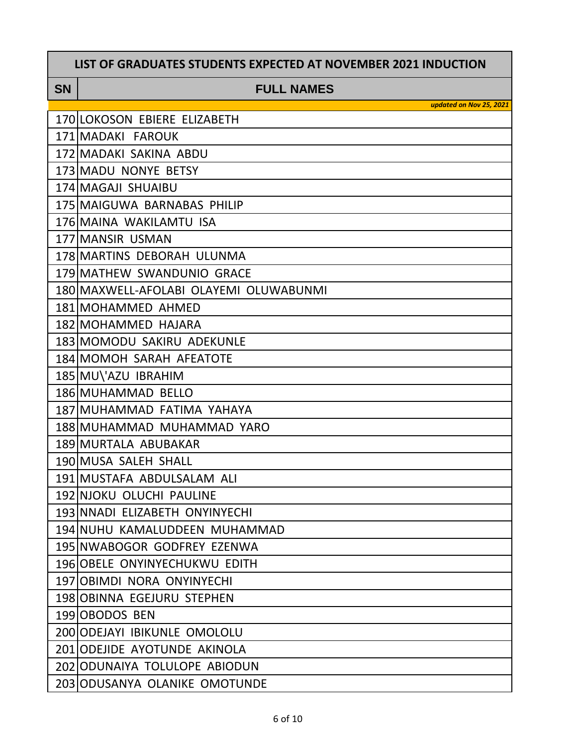| LIST OF GRADUATES STUDENTS EXPECTED AT NOVEMBER 2021 INDUCTION | |
|---|---|
| **SN** | **FULL NAMES** |
| | *updated on Nov 25, 2021* |
| 170 | LOKOSON EBIERE ELIZABETH |
| 171 | MADAKI FAROUK |
| 172 | MADAKI SAKINA ABDU |
| 173 | MADU NONYE BETSY |
| 174 | MAGAJI SHUAIBU |
| 175 | MAIGUWA BARNABAS PHILIP |
| 176 | MAINA WAKILAMTU ISA |
| 177 | MANSIR USMAN |
| 178 | MARTINS DEBORAH ULUNMA |
| 179 | MATHEW SWANDUNIO GRACE |
| 180 | MAXWELL-AFOLABI OLAYEMI OLUWABUNMI |
| 181 | MOHAMMED AHMED |
| 182 | MOHAMMED HAJARA |
| 183 | MOMODU SAKIRU ADEKUNLE |
| 184 | MOMOH SARAH AFEATOTE |
| 185 | MU\'AZU IBRAHIM |
| 186 | MUHAMMAD BELLO |
| 187 | MUHAMMAD FATIMA YAHAYA |
| 188 | MUHAMMAD MUHAMMAD YARO |
| 189 | MURTALA ABUBAKAR |
| 190 | MUSA SALEH SHALL |
| 191 | MUSTAFA ABDULSALAM ALI |
| 192 | NJOKU OLUCHI PAULINE |
| 193 | NNADI ELIZABETH ONYINYECHI |
| 194 | NUHU KAMALUDDEEN MUHAMMAD |
| 195 | NWABOGOR GODFREY EZENWA |
| 196 | OBELE ONYINYECHUKWU EDITH |
| 197 | OBIMDI NORA ONYINYECHI |
| 198 | OBINNA EGEJURU STEPHEN |
| 199 | OBODOS BEN |
| 200 | ODEJAYI IBIKUNLE OMOLOLU |
| 201 | ODEJIDE AYOTUNDE AKINOLA |
| 202 | ODUNAIYA TOLULOPE ABIODUN |
| 203 | ODUSANYA OLANIKE OMOTUNDE |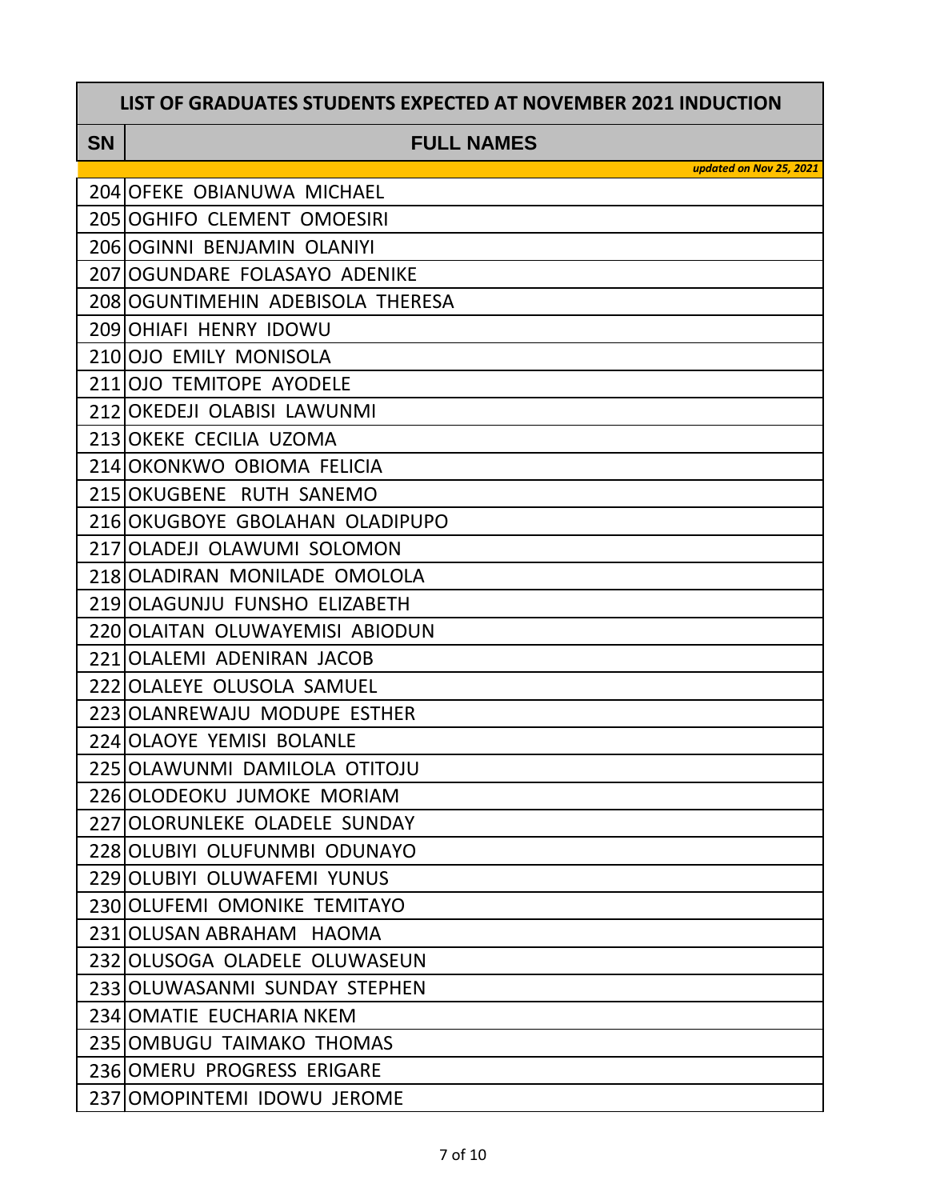| LIST OF GRADUATES STUDENTS EXPECTED AT NOVEMBER 2021 INDUCTION | |
|---|---|
| **SN** | **FULL NAMES** |
| | *updated on Nov 25, 2021* |
| 204 | OFEKE OBIANUWA MICHAEL |
| 205 | OGHIFO CLEMENT OMOESIRI |
| 206 | OGINNI BENJAMIN OLANIYI |
| 207 | OGUNDARE FOLASAYO ADENIKE |
| 208 | OGUNTIMEHIN ADEBISOLA THERESA |
| 209 | OHIAFI HENRY IDOWU |
| 210 | OJO EMILY MONISOLA |
| 211 | OJO TEMITOPE AYODELE |
| 212 | OKEDEJI OLABISI LAWUNMI |
| 213 | OKEKE CECILIA UZOMA |
| 214 | OKONKWO OBIOMA FELICIA |
| 215 | OKUGBENE RUTH SANEMO |
| 216 | OKUGBOYE GBOLAHAN OLADIPUPO |
| 217 | OLADEJI OLAWUMI SOLOMON |
| 218 | OLADIRAN MONILADE OMOLOLA |
| 219 | OLAGUNJU FUNSHO ELIZABETH |
| 220 | OLAITAN OLUWAYEMISI ABIODUN |
| 221 | OLALEMI ADENIRAN JACOB |
| 222 | OLALEYE OLUSOLA SAMUEL |
| 223 | OLANREWAJU MODUPE ESTHER |
| 224 | OLAOYE YEMISI BOLANLE |
| 225 | OLAWUNMI DAMILOLA OTITOJU |
| 226 | OLODEOKU JUMOKE MORIAM |
| 227 | OLORUNLEKE OLADELE SUNDAY |
| 228 | OLUBIYI OLUFUNMBI ODUNAYO |
| 229 | OLUBIYI OLUWAFEMI YUNUS |
| 230 | OLUFEMI OMONIKE TEMITAYO |
| 231 | OLUSAN ABRAHAM HAOMA |
| 232 | OLUSOGA OLADELE OLUWASEUN |
| 233 | OLUWASANMI SUNDAY STEPHEN |
| 234 | OMATIE EUCHARIA NKEM |
| 235 | OMBUGU TAIMAKO THOMAS |
| 236 | OMERU PROGRESS ERIGARE |
| 237 | OMOPINTEMI IDOWU JEROME |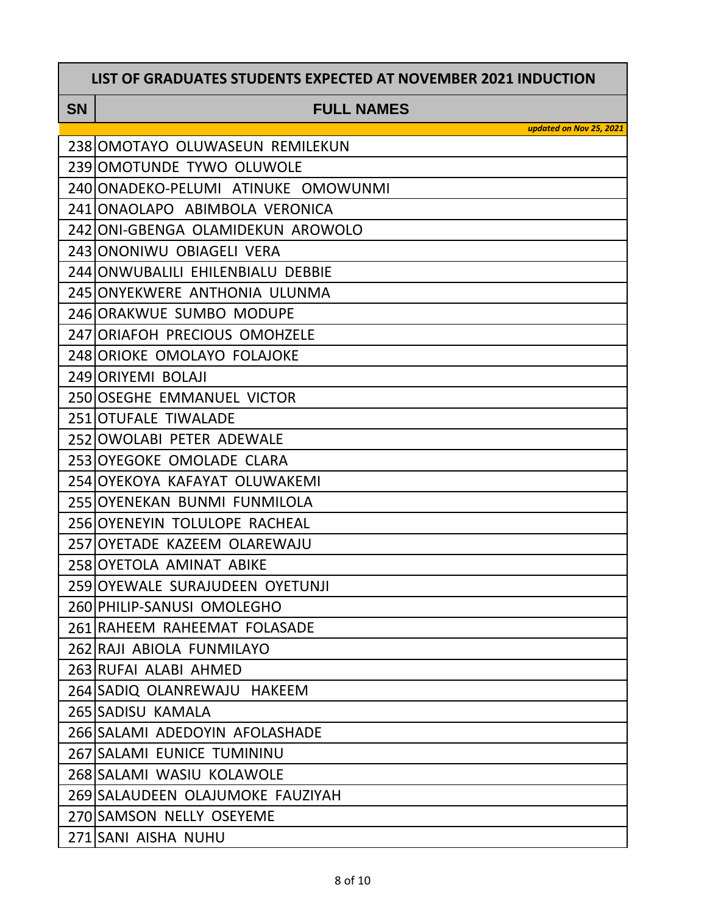| LIST OF GRADUATES STUDENTS EXPECTED AT NOVEMBER 2021 INDUCTION | |
|---|---|
| **SN** | **FULL NAMES** |
| | *updated on Nov 25, 2021* |
| 238 | OMOTAYO OLUWASEUN REMILEKUN |
| 239 | OMOTUNDE TYWO OLUWOLE |
| 240 | ONADEKO-PELUMI ATINUKE OMOWUNMI |
| 241 | ONAOLAPO ABIMBOLA VERONICA |
| 242 | ONI-GBENGA OLAMIDEKUN AROWOLO |
| 243 | ONONIWU OBIAGELI VERA |
| 244 | ONWUBALILI EHILENBIALU DEBBIE |
| 245 | ONYEKWERE ANTHONIA ULUNMA |
| 246 | ORAKWUE SUMBO MODUPE |
| 247 | ORIAFOH PRECIOUS OMOHZELE |
| 248 | ORIOKE OMOLAYO FOLAJOKE |
| 249 | ORIYEMI BOLAJI |
| 250 | OSEGHE EMMANUEL VICTOR |
| 251 | OTUFALE TIWALADE |
| 252 | OWOLABI PETER ADEWALE |
| 253 | OYEGOKE OMOLADE CLARA |
| 254 | OYEKOYA KAFAYAT OLUWAKEMI |
| 255 | OYENEKAN BUNMI FUNMILOLA |
| 256 | OYENEYIN TOLULOPE RACHEAL |
| 257 | OYETADE KAZEEM OLAREWAJU |
| 258 | OYETOLA AMINAT ABIKE |
| 259 | OYEWALE SURAJUDEEN OYETUNJI |
| 260 | PHILIP-SANUSI OMOLEGHO |
| 261 | RAHEEM RAHEEMAT FOLASADE |
| 262 | RAJI ABIOLA FUNMILAYO |
| 263 | RUFAI ALABI AHMED |
| 264 | SADIQ OLANREWAJU HAKEEM |
| 265 | SADISU KAMALA |
| 266 | SALAMI ADEDOYIN AFOLASHADE |
| 267 | SALAMI EUNICE TUMININU |
| 268 | SALAMI WASIU KOLAWOLE |
| 269 | SALAUDEEN OLAJUMOKE FAUZIYAH |
| 270 | SAMSON NELLY OSEYEME |
| 271 | SANI AISHA NUHU |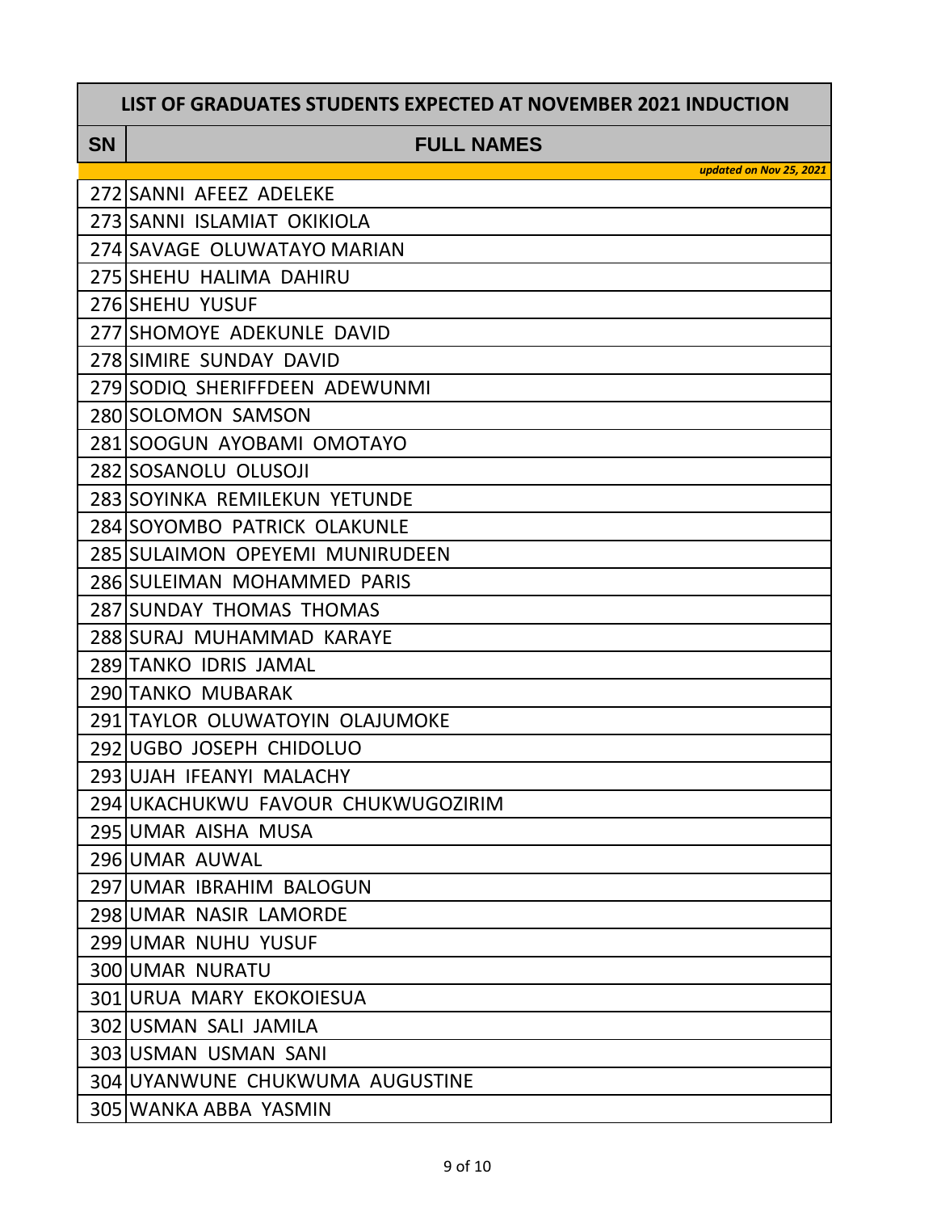| LIST OF GRADUATES STUDENTS EXPECTED AT NOVEMBER 2021 INDUCTION | |
|---|---|
| **SN** | **FULL NAMES** |
| | *updated on Nov 25, 2021* |
| 272 | SANNI AFEEZ ADELEKE |
| 273 | SANNI ISLAMIAT OKIKIOLA |
| 274 | SAVAGE OLUWATAYO MARIAN |
| 275 | SHEHU HALIMA DAHIRU |
| 276 | SHEHU YUSUF |
| 277 | SHOMOYE ADEKUNLE DAVID |
| 278 | SIMIRE SUNDAY DAVID |
| 279 | SODIQ SHERIFFDEEN ADEWUNMI |
| 280 | SOLOMON SAMSON |
| 281 | SOOGUN AYOBAMI OMOTAYO |
| 282 | SOSANOLU OLUSOJI |
| 283 | SOYINKA REMILEKUN YETUNDE |
| 284 | SOYOMBO PATRICK OLAKUNLE |
| 285 | SULAIMON OPEYEMI MUNIRUDEEN |
| 286 | SULEIMAN MOHAMMED PARIS |
| 287 | SUNDAY THOMAS THOMAS |
| 288 | SURAJ MUHAMMAD KARAYE |
| 289 | TANKO IDRIS JAMAL |
| 290 | TANKO MUBARAK |
| 291 | TAYLOR OLUWATOYIN OLAJUMOKE |
| 292 | UGBO JOSEPH CHIDOLUO |
| 293 | UJAH IFEANYI MALACHY |
| 294 | UKACHUKWU FAVOUR CHUKWUGOZIRIM |
| 295 | UMAR AISHA MUSA |
| 296 | UMAR AUWAL |
| 297 | UMAR IBRAHIM BALOGUN |
| 298 | UMAR NASIR LAMORDE |
| 299 | UMAR NUHU YUSUF |
| 300 | UMAR NURATU |
| 301 | URUA MARY EKOKOIESUA |
| 302 | USMAN SALI JAMILA |
| 303 | USMAN USMAN SANI |
| 304 | UYANWUNE CHUKWUMA AUGUSTINE |
| 305 | WANKA ABBA YASMIN |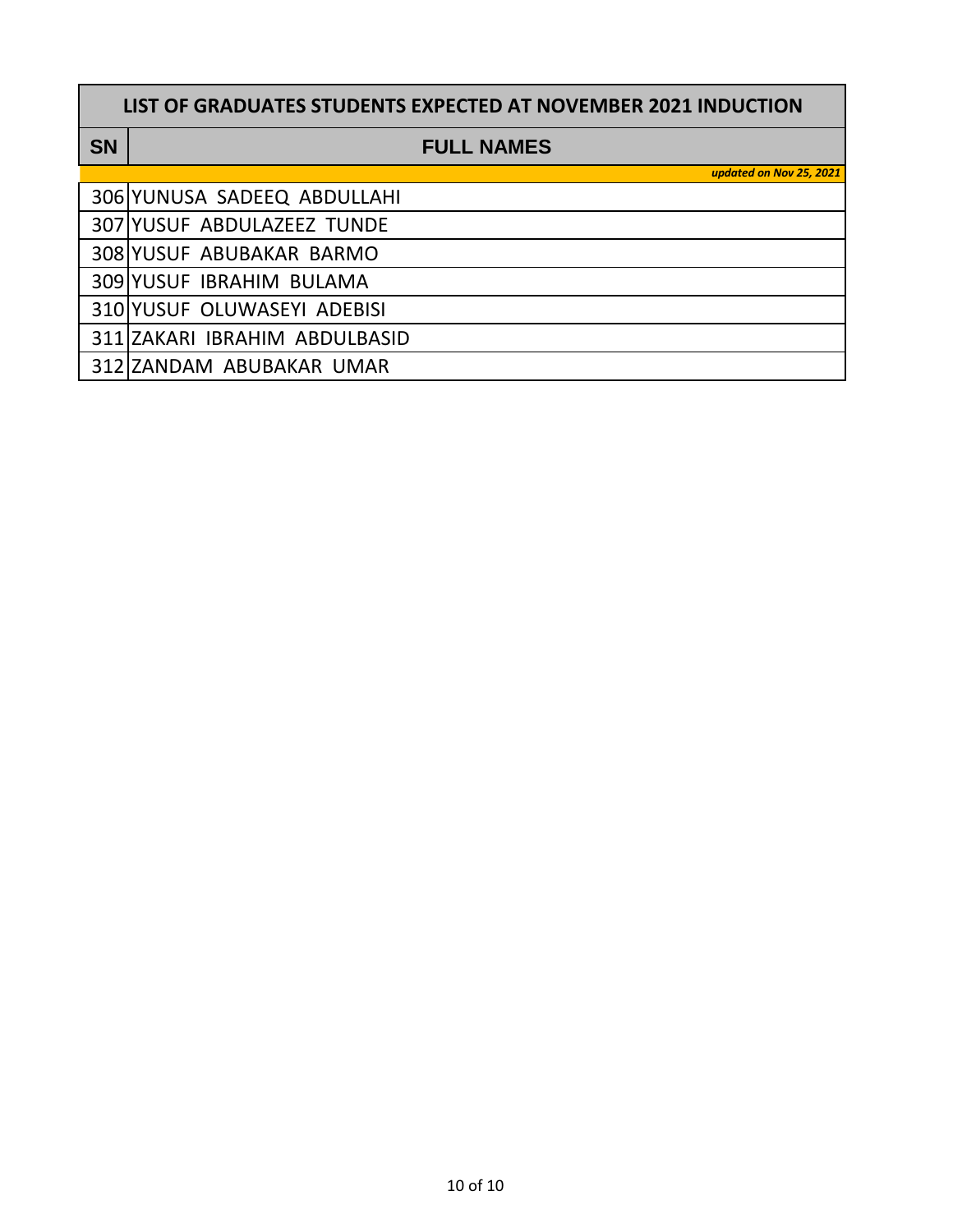| LIST OF GRADUATES STUDENTS EXPECTED AT NOVEMBER 2021 INDUCTION | |
|---|---|
| **SN** | **FULL NAMES** |
| | *updated on Nov 25, 2021* |
| 306 | YUNUSA SADEEQ ABDULLAHI |
| 307 | YUSUF ABDULAZEEZ TUNDE |
| 308 | YUSUF ABUBAKAR BARMO |
| 309 | YUSUF IBRAHIM BULAMA |
| 310 | YUSUF OLUWASEYI ADEBISI |
| 311 | ZAKARI IBRAHIM ABDULBASID |
| 312 | ZANDAM ABUBAKAR UMAR |